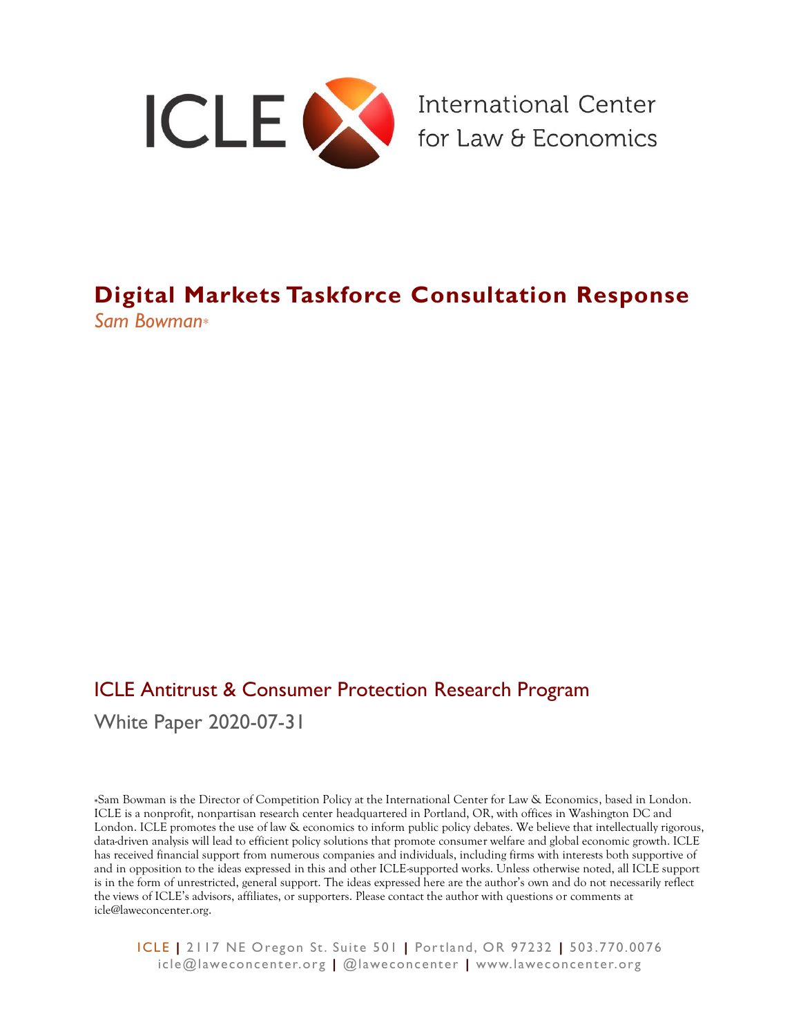ICLE International Center for Law & Economics

# Digital Markets Taskforce Consultation Response

*Sam Bowman**

## ICLE Antitrust & Consumer Protection Research Program

White Paper 2020-07-31

*Sam Bowman is the Director of Competition Policy at the International Center for Law & Economics, based in London. ICLE is a nonprofit, nonpartisan research center headquartered in Portland, OR, with offices in Washington DC and London. ICLE promotes the use of law & economics to inform public policy debates. We believe that intellectually rigorous, data-driven analysis will lead to efficient policy solutions that promote consumer welfare and global economic growth. ICLE has received financial support from numerous companies and individuals, including firms with interests both supportive of and in opposition to the ideas expressed in this and other ICLE-supported works. Unless otherwise noted, all ICLE support is in the form of unrestricted, general support. The ideas expressed here are the author's own and do not necessarily reflect the views of ICLE's advisors, affiliates, or supporters. Please contact the author with questions or comments at icle@laweconcenter.org.

ICLE | 2117 NE Oregon St. Suite 501 | Portland, OR 97232 | 503.770.0076
icle@laweconcenter.org | @laweconcenter | www.laweconcenter.org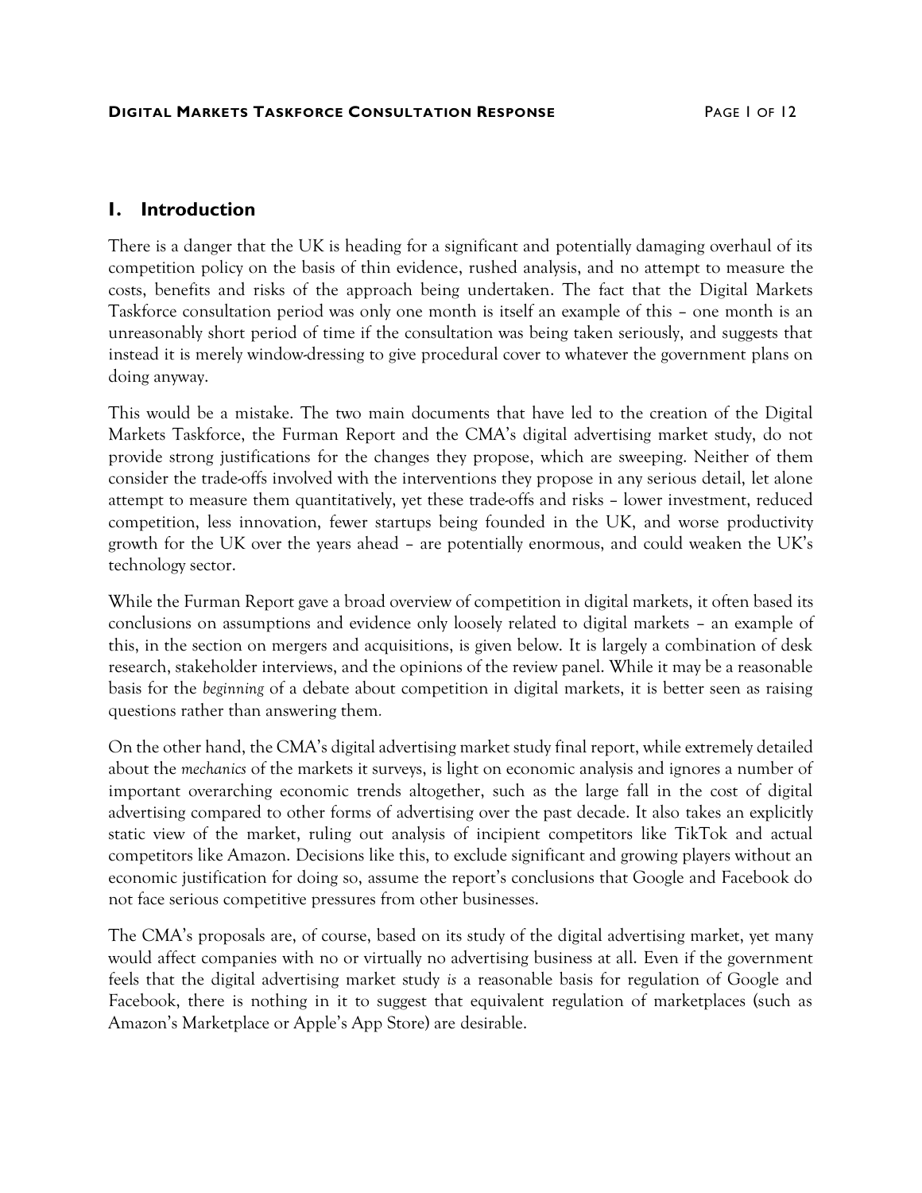## 1. Introduction

There is a danger that the UK is heading for a significant and potentially damaging overhaul of its competition policy on the basis of thin evidence, rushed analysis, and no attempt to measure the costs, benefits and risks of the approach being undertaken. The fact that the Digital Markets Taskforce consultation period was only one month is itself an example of this – one month is an unreasonably short period of time if the consultation was being taken seriously, and suggests that instead it is merely window-dressing to give procedural cover to whatever the government plans on doing anyway.

This would be a mistake. The two main documents that have led to the creation of the Digital Markets Taskforce, the Furman Report and the CMA's digital advertising market study, do not provide strong justifications for the changes they propose, which are sweeping. Neither of them consider the trade-offs involved with the interventions they propose in any serious detail, let alone attempt to measure them quantitatively, yet these trade-offs and risks – lower investment, reduced competition, less innovation, fewer startups being founded in the UK, and worse productivity growth for the UK over the years ahead – are potentially enormous, and could weaken the UK's technology sector.

While the Furman Report gave a broad overview of competition in digital markets, it often based its conclusions on assumptions and evidence only loosely related to digital markets – an example of this, in the section on mergers and acquisitions, is given below. It is largely a combination of desk research, stakeholder interviews, and the opinions of the review panel. While it may be a reasonable basis for the *beginning* of a debate about competition in digital markets, it is better seen as raising questions rather than answering them.

On the other hand, the CMA's digital advertising market study final report, while extremely detailed about the *mechanics* of the markets it surveys, is light on economic analysis and ignores a number of important overarching economic trends altogether, such as the large fall in the cost of digital advertising compared to other forms of advertising over the past decade. It also takes an explicitly static view of the market, ruling out analysis of incipient competitors like TikTok and actual competitors like Amazon. Decisions like this, to exclude significant and growing players without an economic justification for doing so, assume the report's conclusions that Google and Facebook do not face serious competitive pressures from other businesses.

The CMA's proposals are, of course, based on its study of the digital advertising market, yet many would affect companies with no or virtually no advertising business at all. Even if the government feels that the digital advertising market study *is* a reasonable basis for regulation of Google and Facebook, there is nothing in it to suggest that equivalent regulation of marketplaces (such as Amazon's Marketplace or Apple's App Store) are desirable.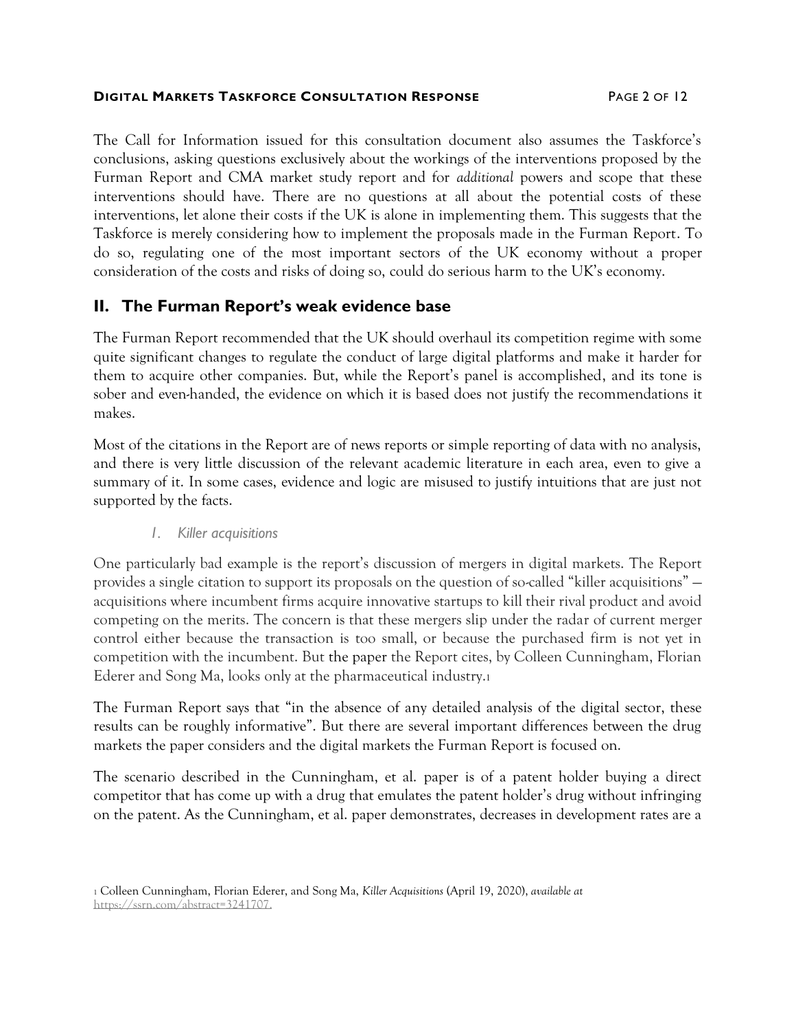The Call for Information issued for this consultation document also assumes the Taskforce's conclusions, asking questions exclusively about the workings of the interventions proposed by the Furman Report and CMA market study report and for *additional* powers and scope that these interventions should have. There are no questions at all about the potential costs of these interventions, let alone their costs if the UK is alone in implementing them. This suggests that the Taskforce is merely considering how to implement the proposals made in the Furman Report. To do so, regulating one of the most important sectors of the UK economy without a proper consideration of the costs and risks of doing so, could do serious harm to the UK's economy.

## II. The Furman Report's weak evidence base

The Furman Report recommended that the UK should overhaul its competition regime with some quite significant changes to regulate the conduct of large digital platforms and make it harder for them to acquire other companies. But, while the Report's panel is accomplished, and its tone is sober and even-handed, the evidence on which it is based does not justify the recommendations it makes.

Most of the citations in the Report are of news reports or simple reporting of data with no analysis, and there is very little discussion of the relevant academic literature in each area, even to give a summary of it. In some cases, evidence and logic are misused to justify intuitions that are just not supported by the facts.

### *1. Killer acquisitions*

One particularly bad example is the report's discussion of mergers in digital markets. The Report provides a single citation to support its proposals on the question of so-called "killer acquisitions" — acquisitions where incumbent firms acquire innovative startups to kill their rival product and avoid competing on the merits. The concern is that these mergers slip under the radar of current merger control either because the transaction is too small, or because the purchased firm is not yet in competition with the incumbent. But the paper the Report cites, by Colleen Cunningham, Florian Ederer and Song Ma, looks only at the pharmaceutical industry.[1]

The Furman Report says that "in the absence of any detailed analysis of the digital sector, these results can be roughly informative". But there are several important differences between the drug markets the paper considers and the digital markets the Furman Report is focused on.

The scenario described in the Cunningham, et al. paper is of a patent holder buying a direct competitor that has come up with a drug that emulates the patent holder's drug without infringing on the patent. As the Cunningham, et al. paper demonstrates, decreases in development rates are a

[1] Colleen Cunningham, Florian Ederer, and Song Ma, *Killer Acquisitions* (April 19, 2020), *available at* https://ssrn.com/abstract=3241707.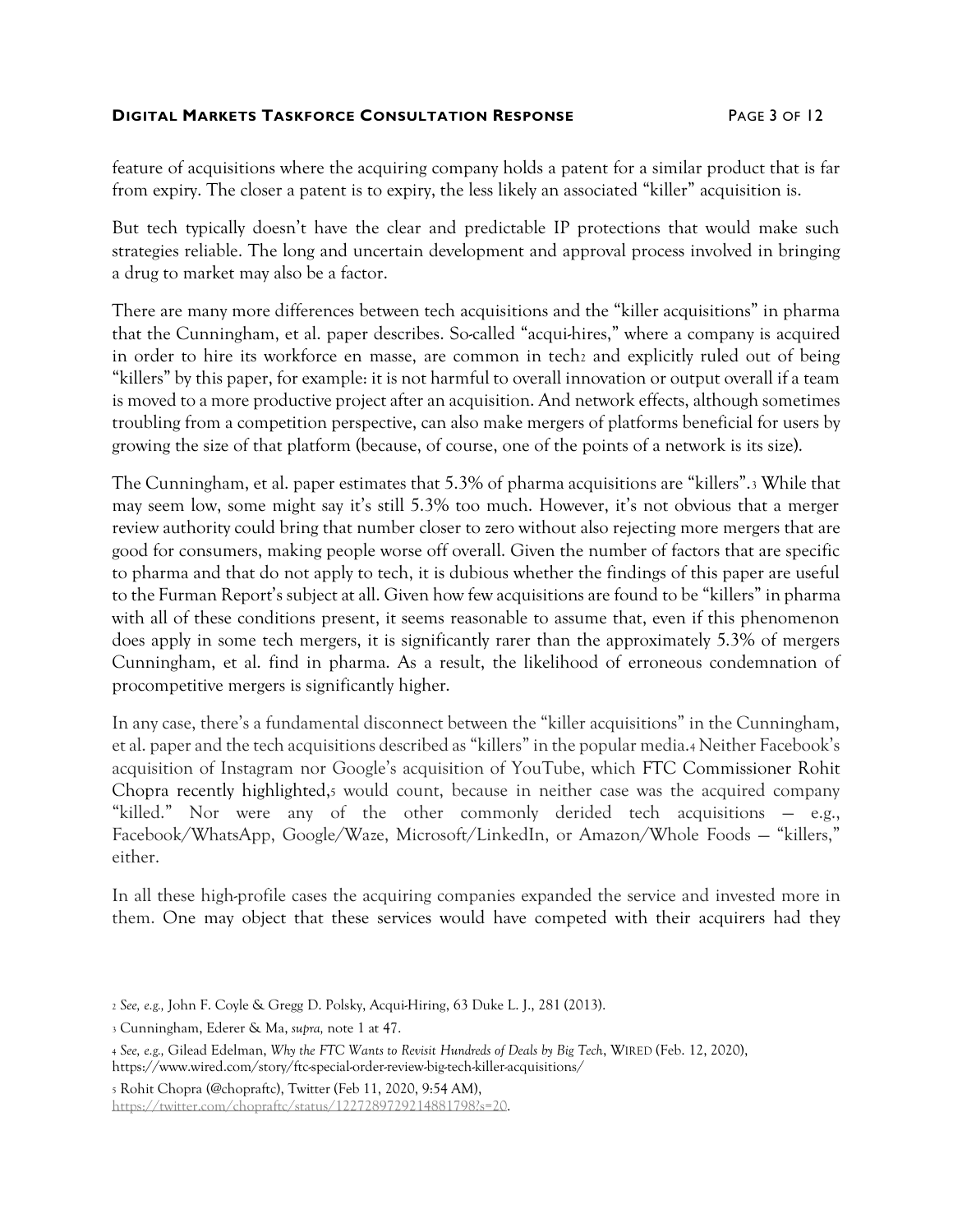feature of acquisitions where the acquiring company holds a patent for a similar product that is far from expiry. The closer a patent is to expiry, the less likely an associated "killer" acquisition is.

But tech typically doesn't have the clear and predictable IP protections that would make such strategies reliable. The long and uncertain development and approval process involved in bringing a drug to market may also be a factor.

There are many more differences between tech acquisitions and the "killer acquisitions" in pharma that the Cunningham, et al. paper describes. So-called "acqui-hires," where a company is acquired in order to hire its workforce en masse, are common in tech[2] and explicitly ruled out of being "killers" by this paper, for example: it is not harmful to overall innovation or output overall if a team is moved to a more productive project after an acquisition. And network effects, although sometimes troubling from a competition perspective, can also make mergers of platforms beneficial for users by growing the size of that platform (because, of course, one of the points of a network is its size).

The Cunningham, et al. paper estimates that 5.3% of pharma acquisitions are "killers".[3] While that may seem low, some might say it's still 5.3% too much. However, it's not obvious that a merger review authority could bring that number closer to zero without also rejecting more mergers that are good for consumers, making people worse off overall. Given the number of factors that are specific to pharma and that do not apply to tech, it is dubious whether the findings of this paper are useful to the Furman Report's subject at all. Given how few acquisitions are found to be "killers" in pharma with all of these conditions present, it seems reasonable to assume that, even if this phenomenon does apply in some tech mergers, it is significantly rarer than the approximately 5.3% of mergers Cunningham, et al. find in pharma. As a result, the likelihood of erroneous condemnation of procompetitive mergers is significantly higher.

In any case, there's a fundamental disconnect between the "killer acquisitions" in the Cunningham, et al. paper and the tech acquisitions described as "killers" in the popular media.[4] Neither Facebook's acquisition of Instagram nor Google's acquisition of YouTube, which FTC Commissioner Rohit Chopra recently highlighted,[5] would count, because in neither case was the acquired company "killed." Nor were any of the other commonly derided tech acquisitions — e.g., Facebook/WhatsApp, Google/Waze, Microsoft/LinkedIn, or Amazon/Whole Foods — "killers," either.

In all these high-profile cases the acquiring companies expanded the service and invested more in them. One may object that these services would have competed with their acquirers had they

[2] *See, e.g.,* John F. Coyle & Gregg D. Polsky, Acqui-Hiring, 63 Duke L. J., 281 (2013).

[3] Cunningham, Ederer & Ma, *supra,* note 1 at 47.

[4] *See, e.g.,* Gilead Edelman, *Why the FTC Wants to Revisit Hundreds of Deals by Big Tech*, WIRED (Feb. 12, 2020), https://www.wired.com/story/ftc-special-order-review-big-tech-killer-acquisitions/

[5] Rohit Chopra (@chopraftc), Twitter (Feb 11, 2020, 9:54 AM), https://twitter.com/chopraftc/status/1227289729214881798?s=20.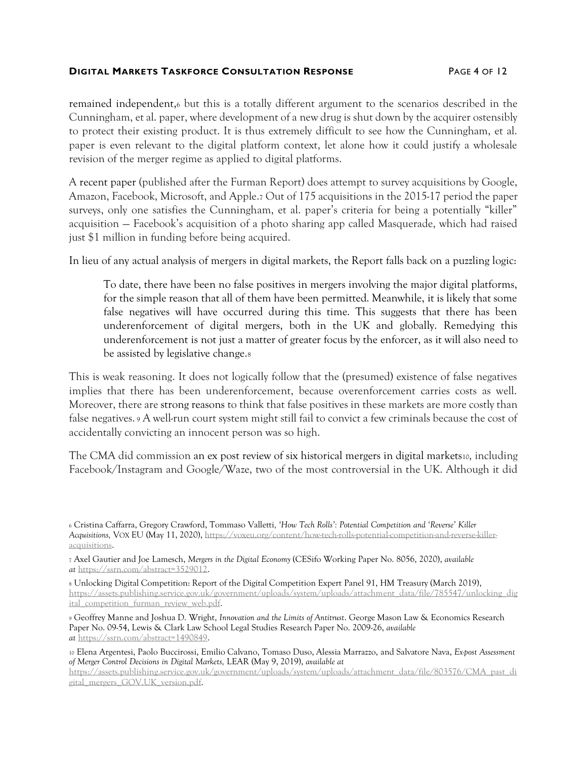remained independent,[6] but this is a totally different argument to the scenarios described in the Cunningham, et al. paper, where development of a new drug is shut down by the acquirer ostensibly to protect their existing product. It is thus extremely difficult to see how the Cunningham, et al. paper is even relevant to the digital platform context, let alone how it could justify a wholesale revision of the merger regime as applied to digital platforms.

A recent paper (published after the Furman Report) does attempt to survey acquisitions by Google, Amazon, Facebook, Microsoft, and Apple.[7] Out of 175 acquisitions in the 2015-17 period the paper surveys, only one satisfies the Cunningham, et al. paper's criteria for being a potentially "killer" acquisition — Facebook's acquisition of a photo sharing app called Masquerade, which had raised just $1 million in funding before being acquired.

In lieu of any actual analysis of mergers in digital markets, the Report falls back on a puzzling logic:

> To date, there have been no false positives in mergers involving the major digital platforms, for the simple reason that all of them have been permitted. Meanwhile, it is likely that some false negatives will have occurred during this time. This suggests that there has been underenforcement of digital mergers, both in the UK and globally. Remedying this underenforcement is not just a matter of greater focus by the enforcer, as it will also need to be assisted by legislative change.[8]

This is weak reasoning. It does not logically follow that the (presumed) existence of false negatives implies that there has been underenforcement, because overenforcement carries costs as well. Moreover, there are strong reasons to think that false positives in these markets are more costly than false negatives. [9] A well-run court system might still fail to convict a few criminals because the cost of accidentally convicting an innocent person was so high.

The CMA did commission an ex post review of six historical mergers in digital markets[10], including Facebook/Instagram and Google/Waze, two of the most controversial in the UK. Although it did

---

[6] Cristina Caffarra, Gregory Crawford, Tommaso Valletti, *'How Tech Rolls': Potential Competition and 'Reverse' Killer Acquisitions,* VOX EU (May 11, 2020), https://voxeu.org/content/how-tech-rolls-potential-competition-and-reverse-killer-acquisitions.

[7] Axel Gautier and Joe Lamesch, *Mergers in the Digital Economy* (CESifo Working Paper No. 8056, 2020), *available at* https://ssrn.com/abstract=3529012.

[8] Unlocking Digital Competition: Report of the Digital Competition Expert Panel 91, HM Treasury (March 2019), https://assets.publishing.service.gov.uk/government/uploads/system/uploads/attachment_data/file/785547/unlocking_digital_competition_furman_review_web.pdf.

[9] Geoffrey Manne and Joshua D. Wright, *Innovation and the Limits of Antitrust*. George Mason Law & Economics Research Paper No. 09-54, Lewis & Clark Law School Legal Studies Research Paper No. 2009-26, *available at* https://ssrn.com/abstract=1490849.

[10] Elena Argentesi, Paolo Buccirossi, Emilio Calvano, Tomaso Duso, Alessia Marrazzo, and Salvatore Nava, *Ex-post Assessment of Merger Control Decisions in Digital Markets,* LEAR (May 9, 2019), *available at* https://assets.publishing.service.gov.uk/government/uploads/system/uploads/attachment_data/file/803576/CMA_past_digital_mergers_GOV.UK_version.pdf.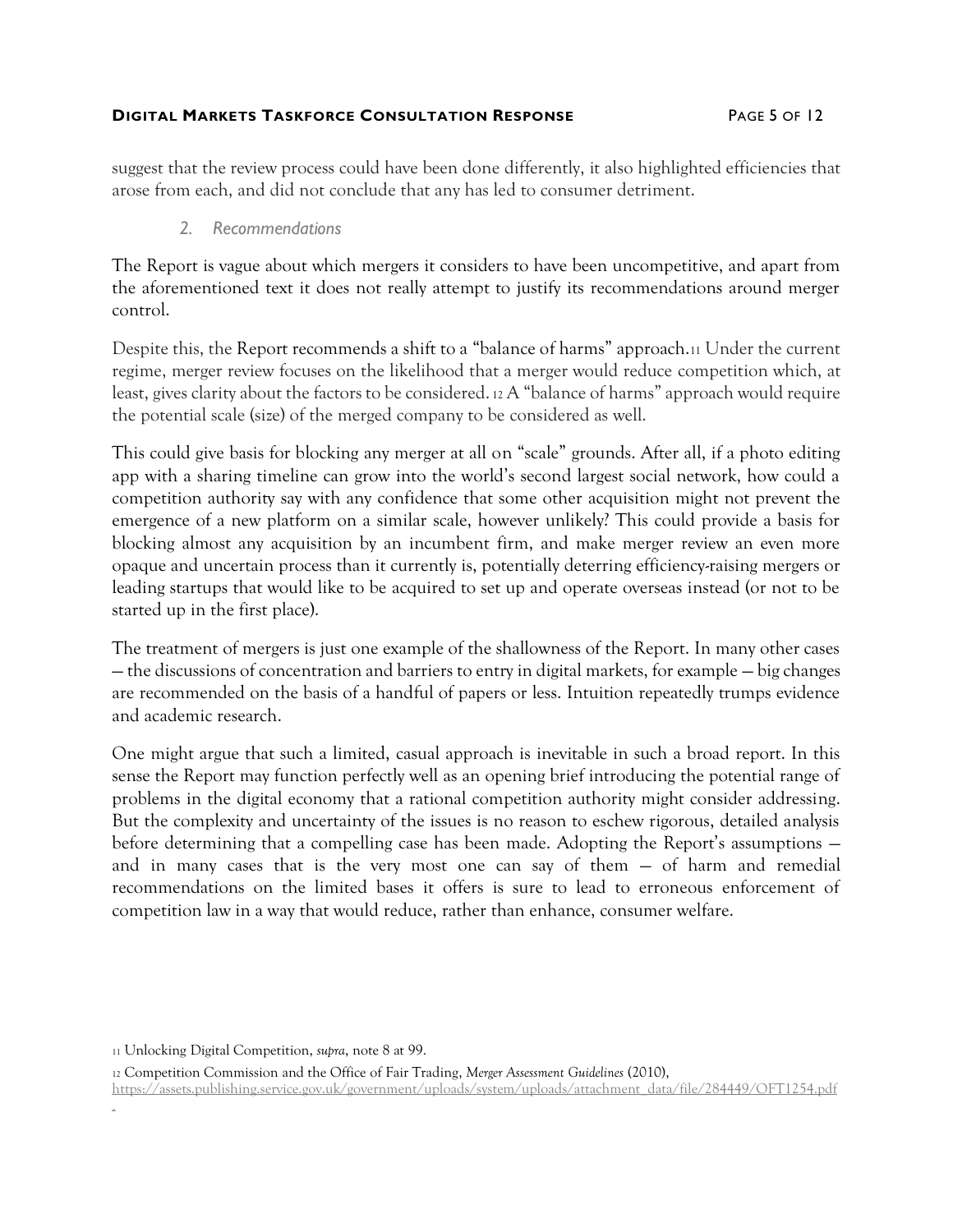suggest that the review process could have been done differently, it also highlighted efficiencies that arose from each, and did not conclude that any has led to consumer detriment.

### *2. Recommendations*

The Report is vague about which mergers it considers to have been uncompetitive, and apart from the aforementioned text it does not really attempt to justify its recommendations around merger control.

Despite this, the Report recommends a shift to a "balance of harms" approach.[11] Under the current regime, merger review focuses on the likelihood that a merger would reduce competition which, at least, gives clarity about the factors to be considered.[12] A "balance of harms" approach would require the potential scale (size) of the merged company to be considered as well.

This could give basis for blocking any merger at all on "scale" grounds. After all, if a photo editing app with a sharing timeline can grow into the world's second largest social network, how could a competition authority say with any confidence that some other acquisition might not prevent the emergence of a new platform on a similar scale, however unlikely? This could provide a basis for blocking almost any acquisition by an incumbent firm, and make merger review an even more opaque and uncertain process than it currently is, potentially deterring efficiency-raising mergers or leading startups that would like to be acquired to set up and operate overseas instead (or not to be started up in the first place).

The treatment of mergers is just one example of the shallowness of the Report. In many other cases — the discussions of concentration and barriers to entry in digital markets, for example — big changes are recommended on the basis of a handful of papers or less. Intuition repeatedly trumps evidence and academic research.

One might argue that such a limited, casual approach is inevitable in such a broad report. In this sense the Report may function perfectly well as an opening brief introducing the potential range of problems in the digital economy that a rational competition authority might consider addressing. But the complexity and uncertainty of the issues is no reason to eschew rigorous, detailed analysis before determining that a compelling case has been made. Adopting the Report's assumptions — and in many cases that is the very most one can say of them — of harm and remedial recommendations on the limited bases it offers is sure to lead to erroneous enforcement of competition law in a way that would reduce, rather than enhance, consumer welfare.

---

[11] Unlocking Digital Competition, *supra*, note 8 at 99.

[12] Competition Commission and the Office of Fair Trading, *Merger Assessment Guidelines* (2010), https://assets.publishing.service.gov.uk/government/uploads/system/uploads/attachment_data/file/284449/OFT1254.pdf.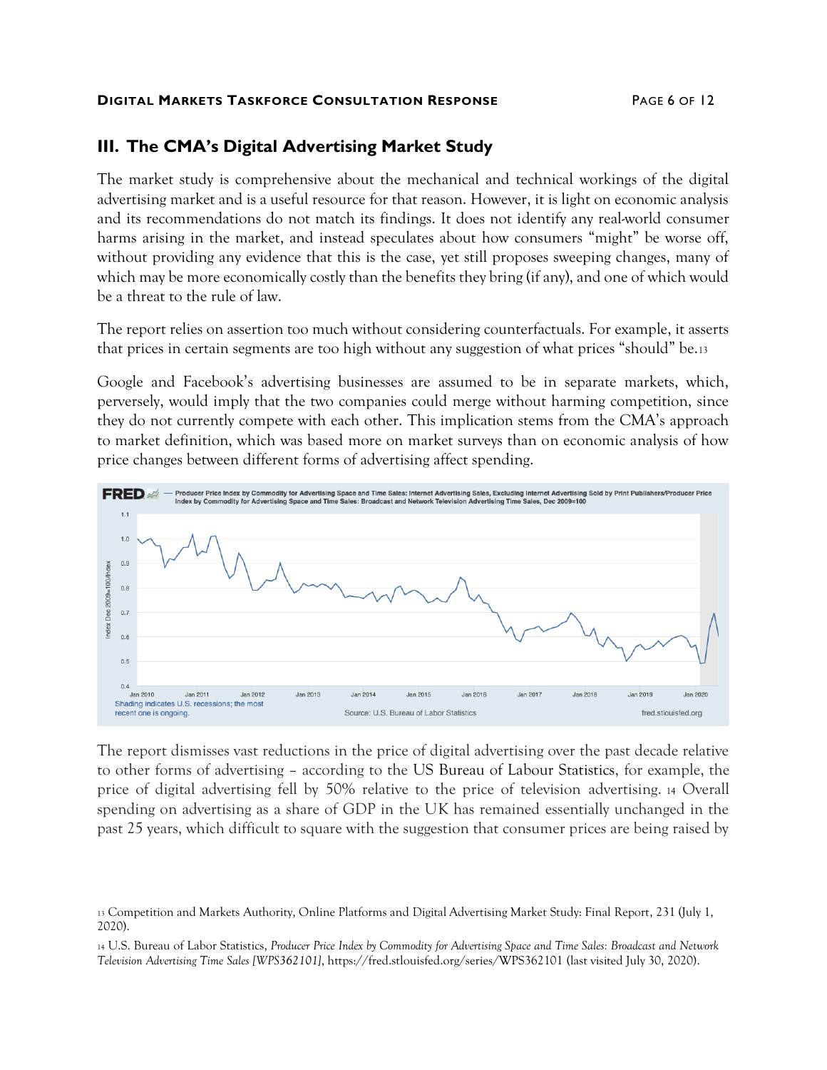## III. The CMA's Digital Advertising Market Study

The market study is comprehensive about the mechanical and technical workings of the digital advertising market and is a useful resource for that reason. However, it is light on economic analysis and its recommendations do not match its findings. It does not identify any real-world consumer harms arising in the market, and instead speculates about how consumers "might" be worse off, without providing any evidence that this is the case, yet still proposes sweeping changes, many of which may be more economically costly than the benefits they bring (if any), and one of which would be a threat to the rule of law.

The report relies on assertion too much without considering counterfactuals. For example, it asserts that prices in certain segments are too high without any suggestion of what prices "should" be.[13]

Google and Facebook's advertising businesses are assumed to be in separate markets, which, perversely, would imply that the two companies could merge without harming competition, since they do not currently compete with each other. This implication stems from the CMA's approach to market definition, which was based more on market surveys than on economic analysis of how price changes between different forms of advertising affect spending.

The report dismisses vast reductions in the price of digital advertising over the past decade relative to other forms of advertising – according to the US Bureau of Labour Statistics, for example, the price of digital advertising fell by 50% relative to the price of television advertising.[14] Overall spending on advertising as a share of GDP in the UK has remained essentially unchanged in the past 25 years, which difficult to square with the suggestion that consumer prices are being raised by

[13] Competition and Markets Authority, Online Platforms and Digital Advertising Market Study: Final Report, 231 (July 1, 2020).

[14] U.S. Bureau of Labor Statistics, *Producer Price Index by Commodity for Advertising Space and Time Sales: Broadcast and Network Television Advertising Time Sales [WPS362101]*, https://fred.stlouisfed.org/series/WPS362101 (last visited July 30, 2020).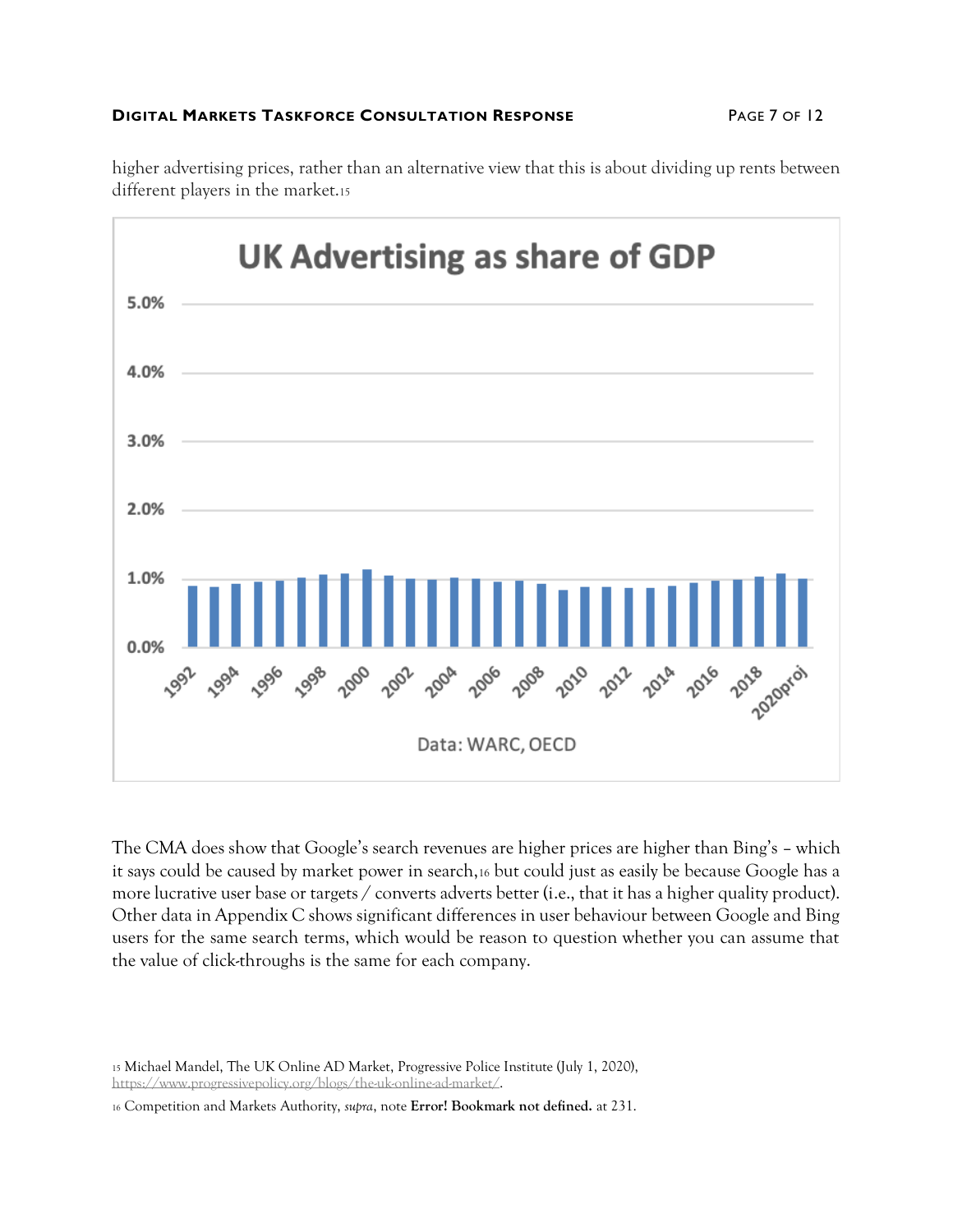higher advertising prices, rather than an alternative view that this is about dividing up rents between different players in the market.[15]

The CMA does show that Google's search revenues are higher prices are higher than Bing's – which it says could be caused by market power in search,[16] but could just as easily be because Google has a more lucrative user base or targets / converts adverts better (i.e., that it has a higher quality product). Other data in Appendix C shows significant differences in user behaviour between Google and Bing users for the same search terms, which would be reason to question whether you can assume that the value of click-throughs is the same for each company.

[15] Michael Mandel, The UK Online AD Market, Progressive Police Institute (July 1, 2020), https://www.progressivepolicy.org/blogs/the-uk-online-ad-market/.

[16] Competition and Markets Authority, *supra*, note **Error! Bookmark not defined.** at 231.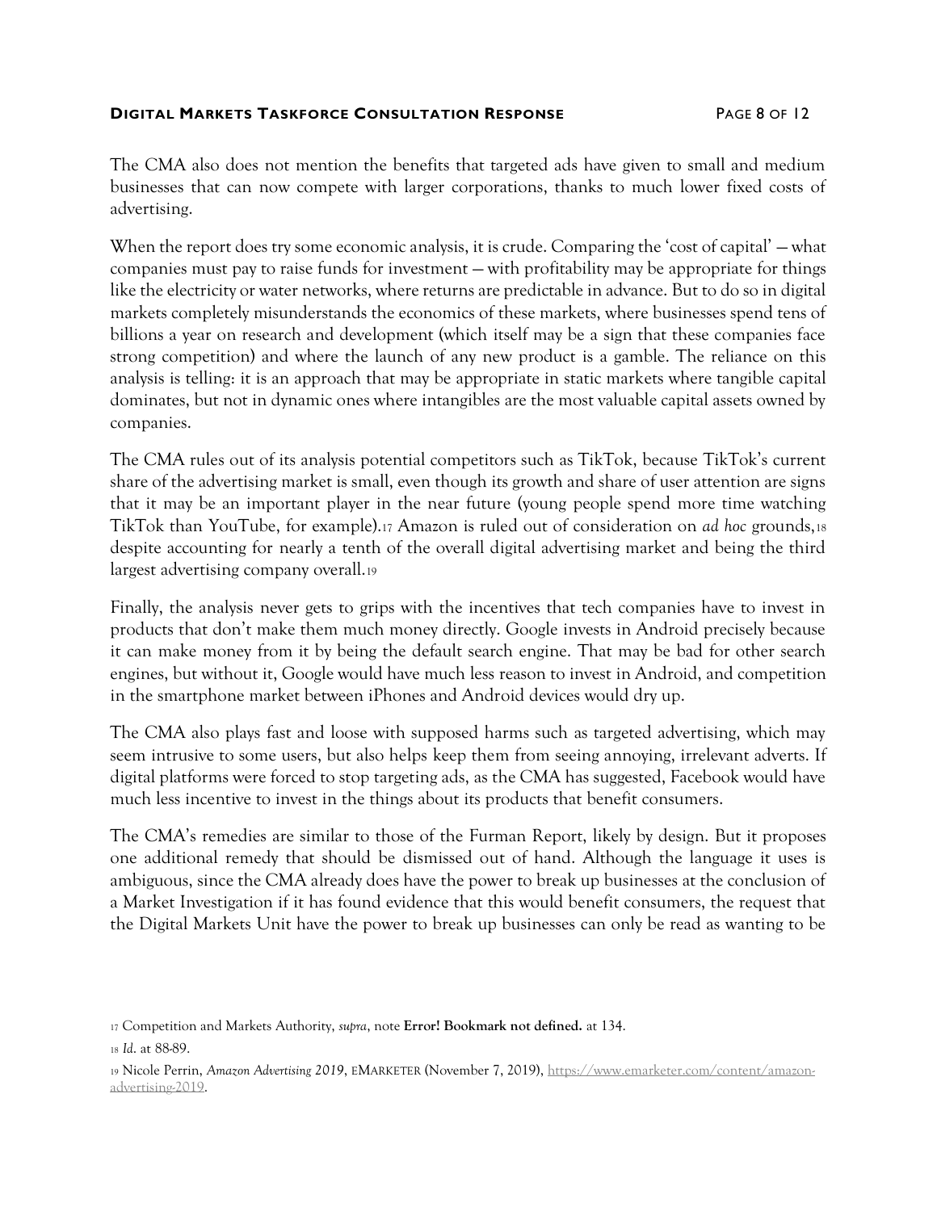The CMA also does not mention the benefits that targeted ads have given to small and medium businesses that can now compete with larger corporations, thanks to much lower fixed costs of advertising.

When the report does try some economic analysis, it is crude. Comparing the 'cost of capital' — what companies must pay to raise funds for investment — with profitability may be appropriate for things like the electricity or water networks, where returns are predictable in advance. But to do so in digital markets completely misunderstands the economics of these markets, where businesses spend tens of billions a year on research and development (which itself may be a sign that these companies face strong competition) and where the launch of any new product is a gamble. The reliance on this analysis is telling: it is an approach that may be appropriate in static markets where tangible capital dominates, but not in dynamic ones where intangibles are the most valuable capital assets owned by companies.

The CMA rules out of its analysis potential competitors such as TikTok, because TikTok's current share of the advertising market is small, even though its growth and share of user attention are signs that it may be an important player in the near future (young people spend more time watching TikTok than YouTube, for example).[17] Amazon is ruled out of consideration on *ad hoc* grounds,[18] despite accounting for nearly a tenth of the overall digital advertising market and being the third largest advertising company overall.[19]

Finally, the analysis never gets to grips with the incentives that tech companies have to invest in products that don't make them much money directly. Google invests in Android precisely because it can make money from it by being the default search engine. That may be bad for other search engines, but without it, Google would have much less reason to invest in Android, and competition in the smartphone market between iPhones and Android devices would dry up.

The CMA also plays fast and loose with supposed harms such as targeted advertising, which may seem intrusive to some users, but also helps keep them from seeing annoying, irrelevant adverts. If digital platforms were forced to stop targeting ads, as the CMA has suggested, Facebook would have much less incentive to invest in the things about its products that benefit consumers.

The CMA's remedies are similar to those of the Furman Report, likely by design. But it proposes one additional remedy that should be dismissed out of hand. Although the language it uses is ambiguous, since the CMA already does have the power to break up businesses at the conclusion of a Market Investigation if it has found evidence that this would benefit consumers, the request that the Digital Markets Unit have the power to break up businesses can only be read as wanting to be

---

[17] Competition and Markets Authority, *supra*, note **Error! Bookmark not defined.** at 134.

[18] *Id.* at 88-89.

[19] Nicole Perrin, *Amazon Advertising 2019*, EMARKETER (November 7, 2019), https://www.emarketer.com/content/amazon-advertising-2019.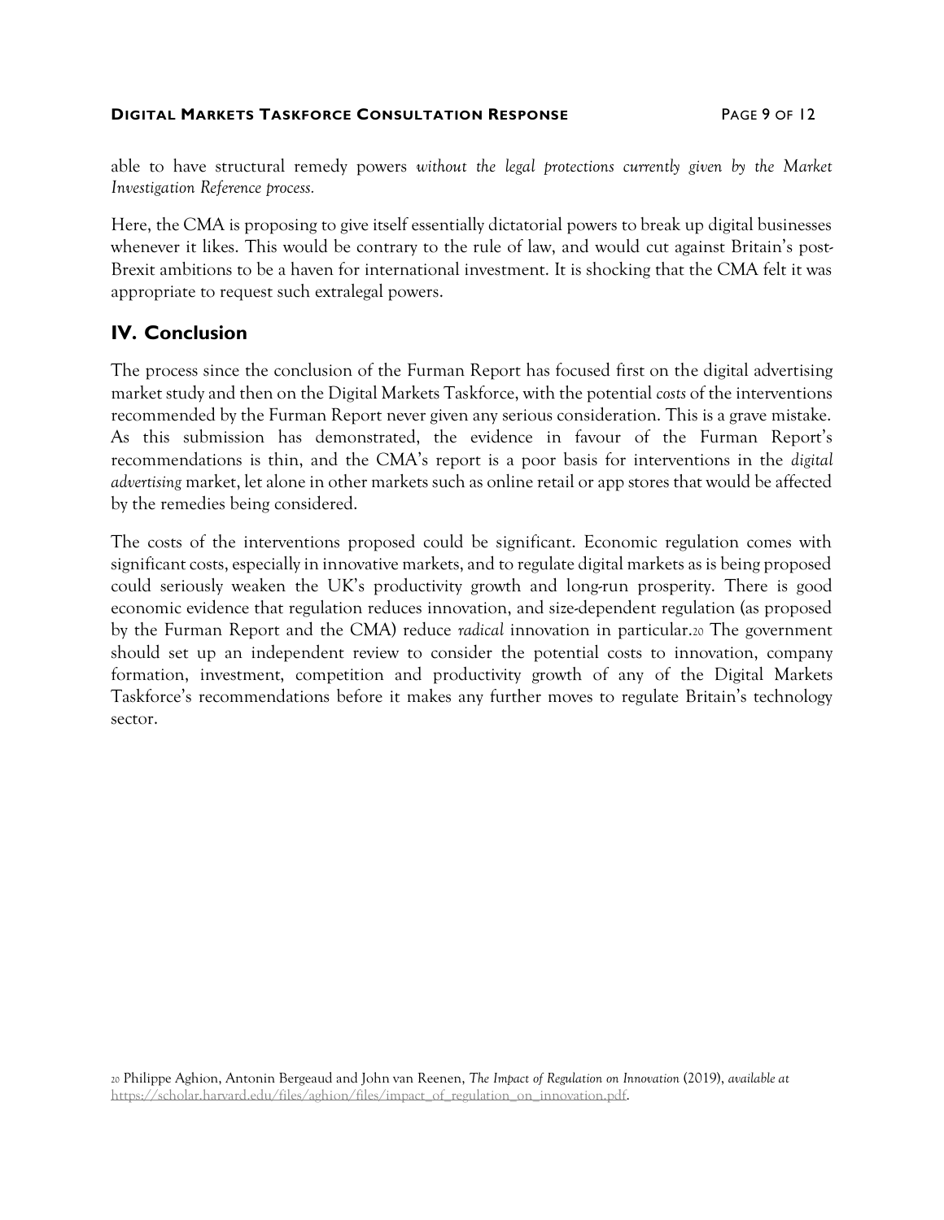able to have structural remedy powers *without the legal protections currently given by the Market Investigation Reference process.*

Here, the CMA is proposing to give itself essentially dictatorial powers to break up digital businesses whenever it likes. This would be contrary to the rule of law, and would cut against Britain's post-Brexit ambitions to be a haven for international investment. It is shocking that the CMA felt it was appropriate to request such extralegal powers.

## IV. Conclusion

The process since the conclusion of the Furman Report has focused first on the digital advertising market study and then on the Digital Markets Taskforce, with the potential *costs* of the interventions recommended by the Furman Report never given any serious consideration. This is a grave mistake. As this submission has demonstrated, the evidence in favour of the Furman Report's recommendations is thin, and the CMA's report is a poor basis for interventions in the *digital advertising* market, let alone in other markets such as online retail or app stores that would be affected by the remedies being considered.

The costs of the interventions proposed could be significant. Economic regulation comes with significant costs, especially in innovative markets, and to regulate digital markets as is being proposed could seriously weaken the UK's productivity growth and long-run prosperity. There is good economic evidence that regulation reduces innovation, and size-dependent regulation (as proposed by the Furman Report and the CMA) reduce *radical* innovation in particular.[20] The government should set up an independent review to consider the potential costs to innovation, company formation, investment, competition and productivity growth of any of the Digital Markets Taskforce's recommendations before it makes any further moves to regulate Britain's technology sector.

[20] Philippe Aghion, Antonin Bergeaud and John van Reenen, *The Impact of Regulation on Innovation* (2019), *available at* https://scholar.harvard.edu/files/aghion/files/impact_of_regulation_on_innovation.pdf.